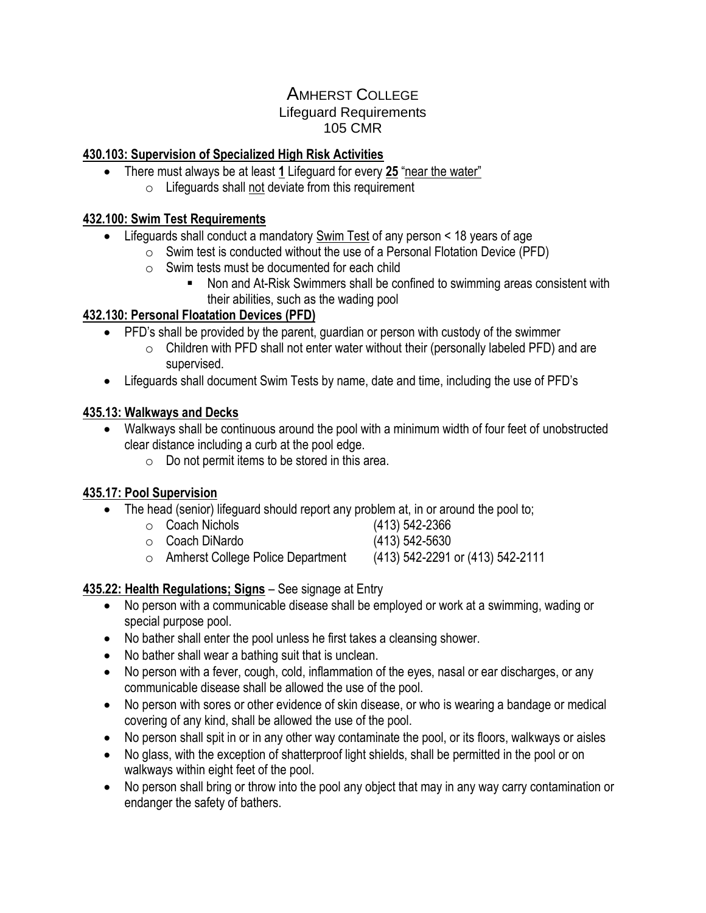# Amherst College

## Lifeguard Requirements

## 105 CMR

**430.103: Supervision of Specialized High Risk Activities**

- There must always be at least **1** Lifeguard for every **25** "near the water"
  - Lifeguards shall not deviate from this requirement

**432.100: Swim Test Requirements**

- Lifeguards shall conduct a mandatory Swim Test of any person < 18 years of age
  - Swim test is conducted without the use of a Personal Flotation Device (PFD)
  - Swim tests must be documented for each child
    - Non and At-Risk Swimmers shall be confined to swimming areas consistent with their abilities, such as the wading pool

**432.130: Personal Floatation Devices (PFD)**

- PFD's shall be provided by the parent, guardian or person with custody of the swimmer
  - Children with PFD shall not enter water without their (personally labeled PFD) and are supervised.
- Lifeguards shall document Swim Tests by name, date and time, including the use of PFD's

**435.13: Walkways and Decks**

- Walkways shall be continuous around the pool with a minimum width of four feet of unobstructed clear distance including a curb at the pool edge.
  - Do not permit items to be stored in this area.

**435.17: Pool Supervision**

- The head (senior) lifeguard should report any problem at, in or around the pool to;
  - Coach Nichols (413) 542-2366
  - Coach DiNardo (413) 542-5630
  - Amherst College Police Department (413) 542-2291 or (413) 542-2111

**435.22: Health Regulations; Signs** – See signage at Entry

- No person with a communicable disease shall be employed or work at a swimming, wading or special purpose pool.
- No bather shall enter the pool unless he first takes a cleansing shower.
- No bather shall wear a bathing suit that is unclean.
- No person with a fever, cough, cold, inflammation of the eyes, nasal or ear discharges, or any communicable disease shall be allowed the use of the pool.
- No person with sores or other evidence of skin disease, or who is wearing a bandage or medical covering of any kind, shall be allowed the use of the pool.
- No person shall spit in or in any other way contaminate the pool, or its floors, walkways or aisles
- No glass, with the exception of shatterproof light shields, shall be permitted in the pool or on walkways within eight feet of the pool.
- No person shall bring or throw into the pool any object that may in any way carry contamination or endanger the safety of bathers.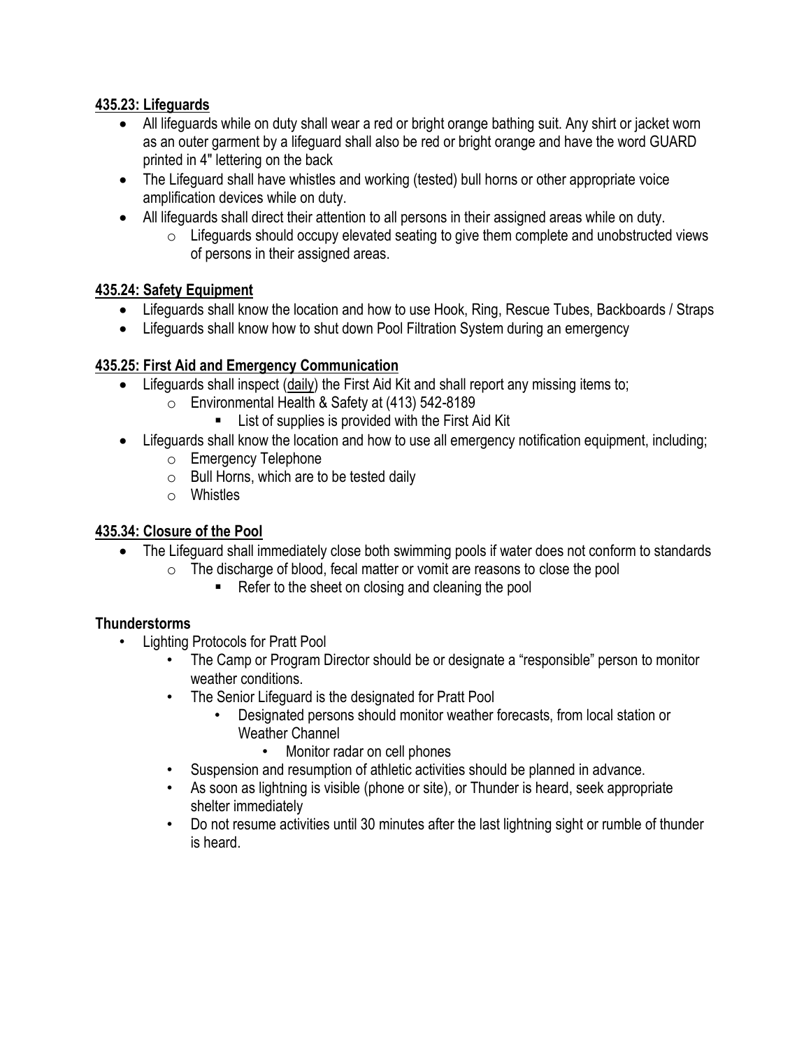**435.23: Lifeguards**

- All lifeguards while on duty shall wear a red or bright orange bathing suit. Any shirt or jacket worn as an outer garment by a lifeguard shall also be red or bright orange and have the word GUARD printed in 4" lettering on the back
- The Lifeguard shall have whistles and working (tested) bull horns or other appropriate voice amplification devices while on duty.
- All lifeguards shall direct their attention to all persons in their assigned areas while on duty.
  - Lifeguards should occupy elevated seating to give them complete and unobstructed views of persons in their assigned areas.

**435.24: Safety Equipment**

- Lifeguards shall know the location and how to use Hook, Ring, Rescue Tubes, Backboards / Straps
- Lifeguards shall know how to shut down Pool Filtration System during an emergency

**435.25: First Aid and Emergency Communication**

- Lifeguards shall inspect (daily) the First Aid Kit and shall report any missing items to;
  - Environmental Health & Safety at (413) 542-8189
    - List of supplies is provided with the First Aid Kit
- Lifeguards shall know the location and how to use all emergency notification equipment, including;
  - Emergency Telephone
  - Bull Horns, which are to be tested daily
  - Whistles

**435.34: Closure of the Pool**

- The Lifeguard shall immediately close both swimming pools if water does not conform to standards
  - The discharge of blood, fecal matter or vomit are reasons to close the pool
    - Refer to the sheet on closing and cleaning the pool

**Thunderstorms**

- Lighting Protocols for Pratt Pool
  - The Camp or Program Director should be or designate a "responsible" person to monitor weather conditions.
  - The Senior Lifeguard is the designated for Pratt Pool
    - Designated persons should monitor weather forecasts, from local station or Weather Channel
      - Monitor radar on cell phones
  - Suspension and resumption of athletic activities should be planned in advance.
  - As soon as lightning is visible (phone or site), or Thunder is heard, seek appropriate shelter immediately
  - Do not resume activities until 30 minutes after the last lightning sight or rumble of thunder is heard.